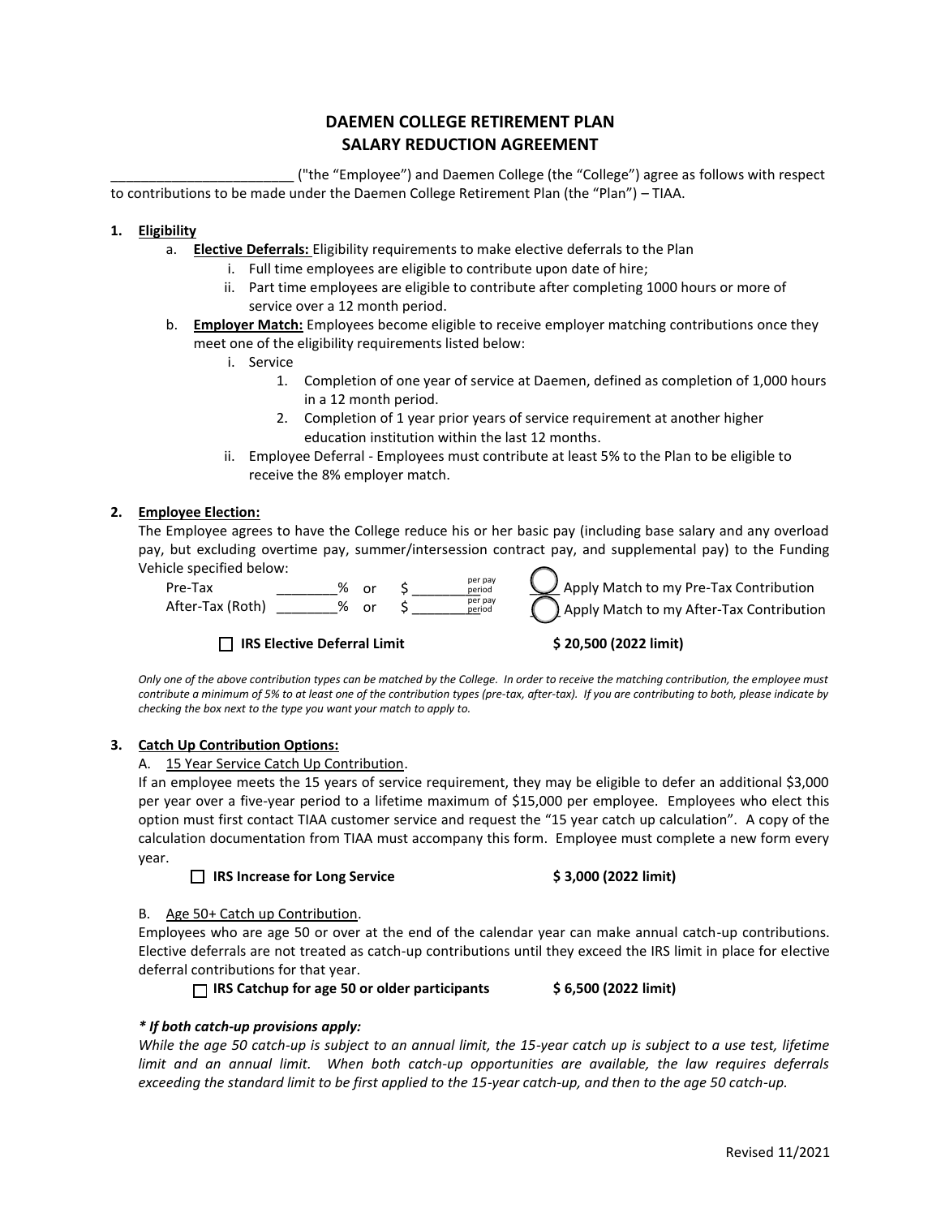# DAEMEN COLLEGE RETIREMENT PLAN
# SALARY REDUCTION AGREEMENT

________________________ ("the "Employee") and Daemen College (the "College") agree as follows with respect to contributions to be made under the Daemen College Retirement Plan (the "Plan") – TIAA.

1. **Eligibility**
   a. **Elective Deferrals:** Eligibility requirements to make elective deferrals to the Plan
      i. Full time employees are eligible to contribute upon date of hire;
      ii. Part time employees are eligible to contribute after completing 1000 hours or more of service over a 12 month period.
   b. **Employer Match:** Employees become eligible to receive employer matching contributions once they meet one of the eligibility requirements listed below:
      i. Service
         1. Completion of one year of service at Daemen, defined as completion of 1,000 hours in a 12 month period.
         2. Completion of 1 year prior years of service requirement at another higher education institution within the last 12 months.
      ii. Employee Deferral - Employees must contribute at least 5% to the Plan to be eligible to receive the 8% employer match.

2. **Employee Election:**
   The Employee agrees to have the College reduce his or her basic pay (including base salary and any overload pay, but excluding overtime pay, summer/intersession contract pay, and supplemental pay) to the Funding Vehicle specified below:

   Pre-Tax ________% or $ ________ per pay period ◯ Apply Match to my Pre-Tax Contribution
   After-Tax (Roth) ________% or $ ________ per pay period ◯ Apply Match to my After-Tax Contribution

   ☐ **IRS Elective Deferral Limit** **$ 20,500 (2022 limit)**

   *Only one of the above contribution types can be matched by the College. In order to receive the matching contribution, the employee must contribute a minimum of 5% to at least one of the contribution types (pre-tax, after-tax). If you are contributing to both, please indicate by checking the box next to the type you want your match to apply to.*

3. **Catch Up Contribution Options:**

   A. 15 Year Service Catch Up Contribution.
   If an employee meets the 15 years of service requirement, they may be eligible to defer an additional $3,000 per year over a five-year period to a lifetime maximum of $15,000 per employee. Employees who elect this option must first contact TIAA customer service and request the "15 year catch up calculation". A copy of the calculation documentation from TIAA must accompany this form. Employee must complete a new form every year.

   ☐ **IRS Increase for Long Service** **$ 3,000 (2022 limit)**

   B. Age 50+ Catch up Contribution.
   Employees who are age 50 or over at the end of the calendar year can make annual catch-up contributions. Elective deferrals are not treated as catch-up contributions until they exceed the IRS limit in place for elective deferral contributions for that year.

   ☐ **IRS Catchup for age 50 or older participants** **$ 6,500 (2022 limit)**

   ***\* If both catch-up provisions apply:***
   *While the age 50 catch-up is subject to an annual limit, the 15-year catch up is subject to a use test, lifetime limit and an annual limit. When both catch-up opportunities are available, the law requires deferrals exceeding the standard limit to be first applied to the 15-year catch-up, and then to the age 50 catch-up.*

Revised 11/2021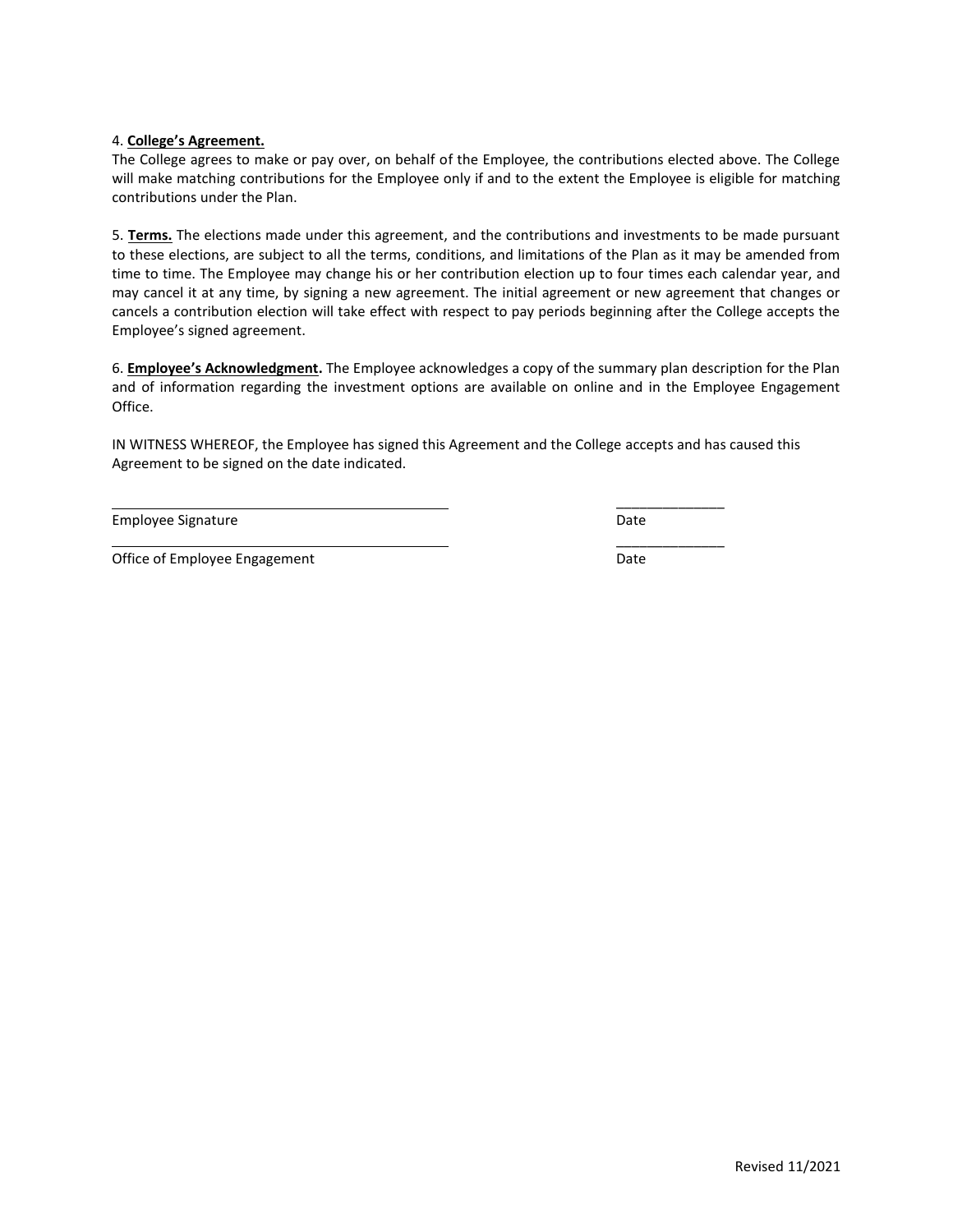4. **College's Agreement.**
The College agrees to make or pay over, on behalf of the Employee, the contributions elected above. The College will make matching contributions for the Employee only if and to the extent the Employee is eligible for matching contributions under the Plan.

5. **Terms.** The elections made under this agreement, and the contributions and investments to be made pursuant to these elections, are subject to all the terms, conditions, and limitations of the Plan as it may be amended from time to time. The Employee may change his or her contribution election up to four times each calendar year, and may cancel it at any time, by signing a new agreement. The initial agreement or new agreement that changes or cancels a contribution election will take effect with respect to pay periods beginning after the College accepts the Employee's signed agreement.

6. **Employee's Acknowledgment.** The Employee acknowledges a copy of the summary plan description for the Plan and of information regarding the investment options are available on online and in the Employee Engagement Office.

IN WITNESS WHEREOF, the Employee has signed this Agreement and the College accepts and has caused this Agreement to be signed on the date indicated.

_____________________________________________ ______________

Employee Signature Date

_____________________________________________ ______________

Office of Employee Engagement Date

Revised 11/2021